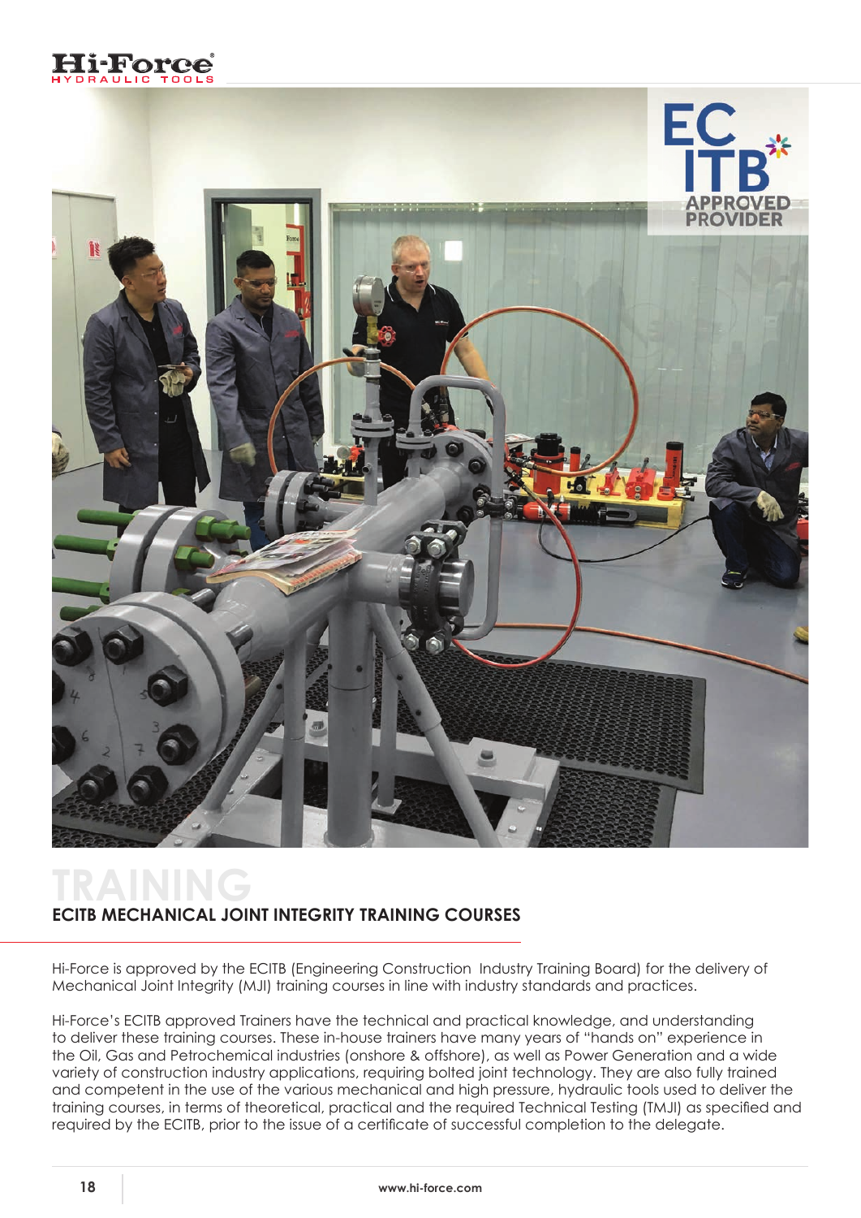# TRAINING

## ECITB MECHANICAL JOINT INTEGRITY TRAINING COURSES

Hi-Force is approved by the ECITB (Engineering Construction Industry Training Board) for the delivery of Mechanical Joint Integrity (MJI) training courses in line with industry standards and practices.

Hi-Force's ECITB approved Trainers have the technical and practical knowledge, and understanding to deliver these training courses. These in-house trainers have many years of "hands on" experience in the Oil, Gas and Petrochemical industries (onshore & offshore), as well as Power Generation and a wide variety of construction industry applications, requiring bolted joint technology. They are also fully trained and competent in the use of the various mechanical and high pressure, hydraulic tools used to deliver the training courses, in terms of theoretical, practical and the required Technical Testing (TMJI) as specified and required by the ECITB, prior to the issue of a certificate of successful completion to the delegate.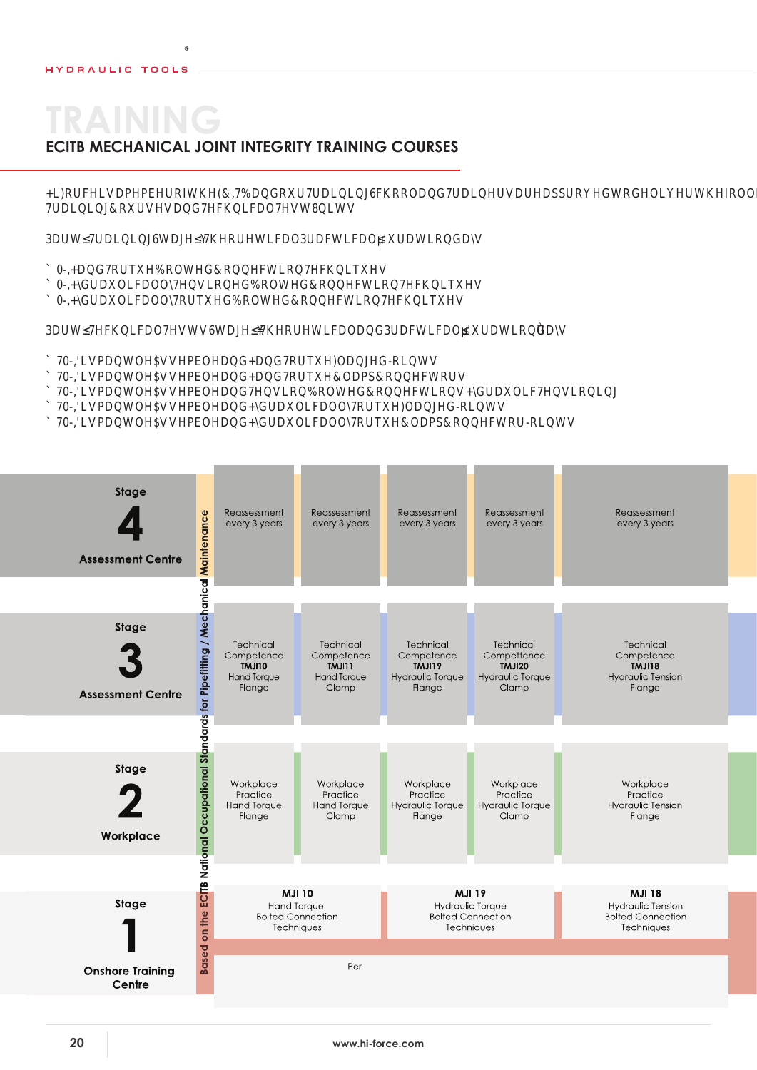# TRAINING

## ECITB MECHANICAL JOINT INTEGRITY TRAINING COURSES

Hi-Force is a member of the ECITB and our Training School and Trainers are approved to deliver the foll
Training Courses and Technical Test Units

Part Training Stage Theoretical Practical Duration days

- MJI Hand Torque Bolted Connection Techniques
- MJI Hydraulically Tensioned Bolted Connection Techniques
- MJI Hydraulically Torqued Bolted Connection Techniques

Part Technical Tests Stage Theoretical and Practical Duration days

- TMJI Dismantle Assemble and Hand Torque Flanged Joints
- TMJI Dismantle Assemble and Hand Torque Clamp Connectors
- TMJI Dismantle Assemble and Tension Bolted Connections Hydraulic Tensioning
- TMJI Dismantle Assemble and Hydraulically Torque Flanged Joints
- TMJI Dismantle Assemble and Hydraulically Torque Clamp Connector Joints

Based on the ECITB National Occupational Standards for Pipefitting / Mechanical Maintenance

Stage 4 Assessment Centre
Reassessment every 3 years
Reassessment every 3 years
Reassessment every 3 years
Reassessment every 3 years
Reassessment every 3 years

Stage 3 Assessment Centre
Technical Competence TMJI10 Hand Torque Flange
Technical Competence TMJI11 Hand Torque Clamp
Technical Competence TMJI19 Hydraulic Torque Flange
Technical Competence TMJI20 Hydraulic Torque Clamp
Technical Competence TMJI18 Hydraulic Tension Flange

Stage 2 Workplace
Workplace Practice Hand Torque Flange
Workplace Practice Hand Torque Clamp
Workplace Practice Hydraulic Torque Flange
Workplace Practice Hydraulic Torque Clamp
Workplace Practice Hydraulic Tension Flange

Stage 1 Onshore Training Centre
MJI 10 Hand Torque Bolted Connection Techniques
MJI 19 Hydraulic Torque Bolted Connection Techniques
MJI 18 Hydraulic Tension Bolted Connection Techniques
Per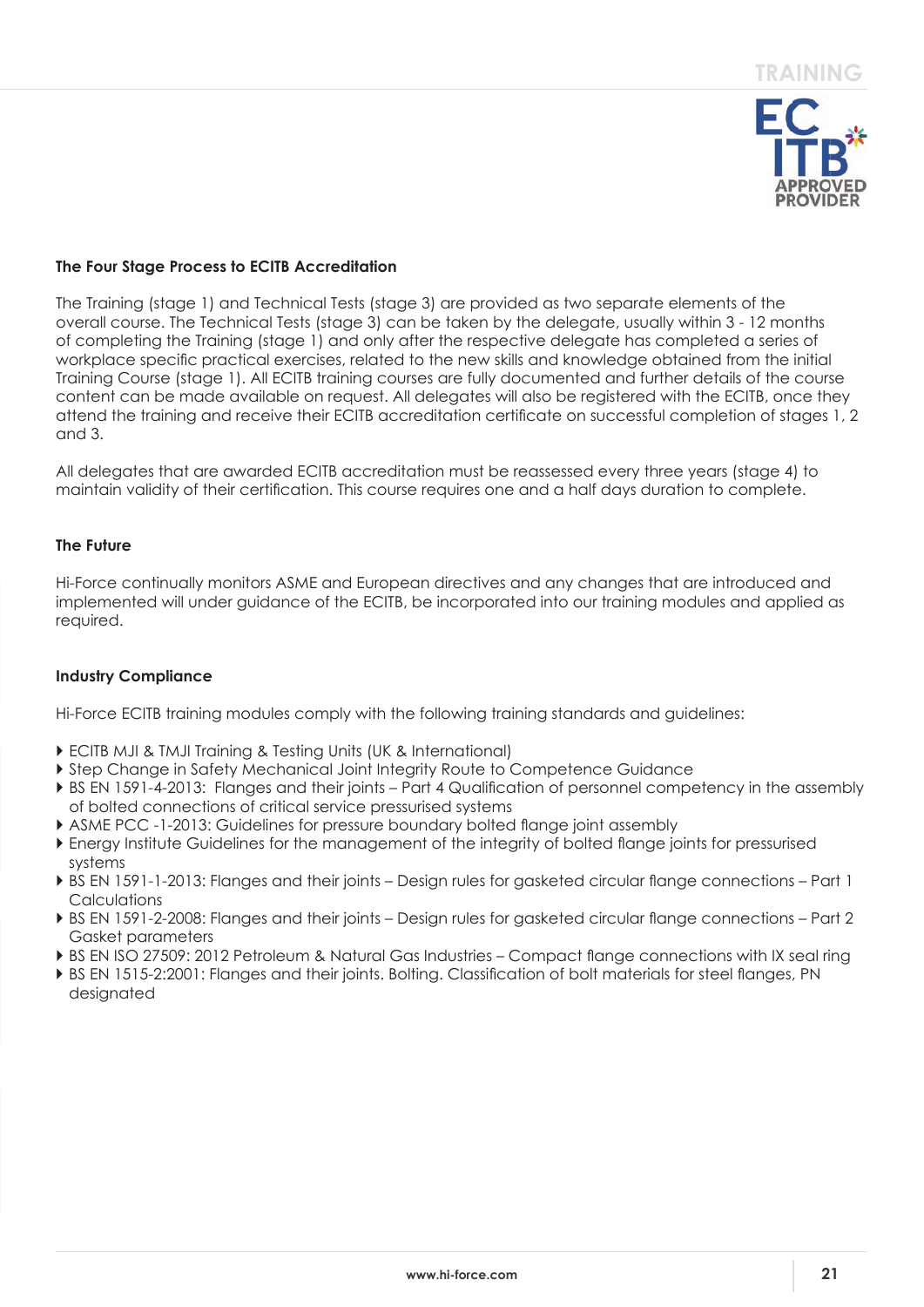### The Four Stage Process to ECITB Accreditation

The Training (stage 1) and Technical Tests (stage 3) are provided as two separate elements of the overall course. The Technical Tests (stage 3) can be taken by the delegate, usually within 3 - 12 months of completing the Training (stage 1) and only after the respective delegate has completed a series of workplace specific practical exercises, related to the new skills and knowledge obtained from the initial Training Course (stage 1). All ECITB training courses are fully documented and further details of the course content can be made available on request. All delegates will also be registered with the ECITB, once they attend the training and receive their ECITB accreditation certificate on successful completion of stages 1, 2 and 3.

All delegates that are awarded ECITB accreditation must be reassessed every three years (stage 4) to maintain validity of their certification. This course requires one and a half days duration to complete.

### The Future

Hi-Force continually monitors ASME and European directives and any changes that are introduced and implemented will under guidance of the ECITB, be incorporated into our training modules and applied as required.

### Industry Compliance

Hi-Force ECITB training modules comply with the following training standards and guidelines:

- ECITB MJI & TMJI Training & Testing Units (UK & International)
- Step Change in Safety Mechanical Joint Integrity Route to Competence Guidance
- BS EN 1591-4-2013: Flanges and their joints – Part 4 Qualification of personnel competency in the assembly of bolted connections of critical service pressurised systems
- ASME PCC -1-2013: Guidelines for pressure boundary bolted flange joint assembly
- Energy Institute Guidelines for the management of the integrity of bolted flange joints for pressurised systems
- BS EN 1591-1-2013: Flanges and their joints – Design rules for gasketed circular flange connections – Part 1 Calculations
- BS EN 1591-2-2008: Flanges and their joints – Design rules for gasketed circular flange connections – Part 2 Gasket parameters
- BS EN ISO 27509: 2012 Petroleum & Natural Gas Industries – Compact flange connections with IX seal ring
- BS EN 1515-2:2001: Flanges and their joints. Bolting. Classification of bolt materials for steel flanges, PN designated